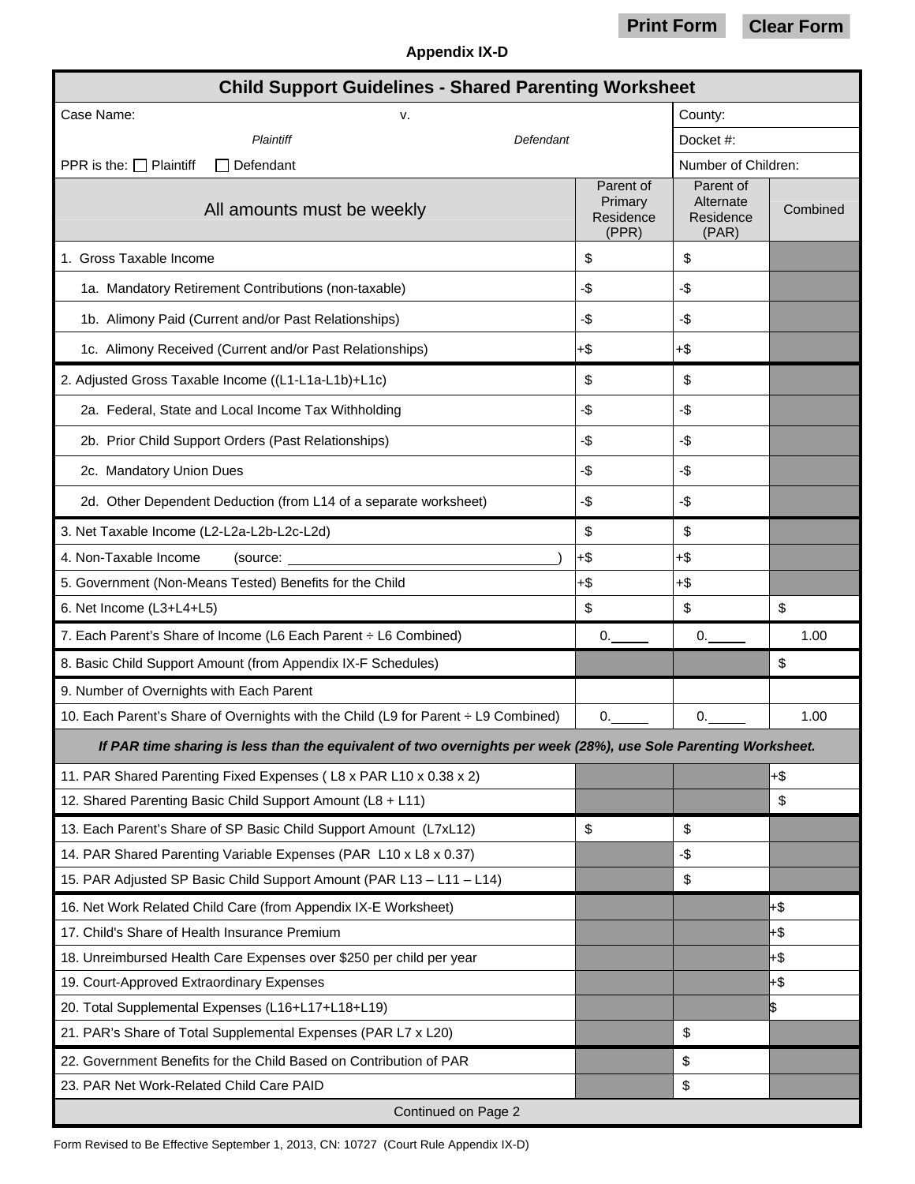Print Form | Clear Form

**Appendix IX-D**

## Child Support Guidelines - Shared Parenting Worksheet

| Case Name: *Plaintiff* v. *Defendant* | | | County: |
|---|---|---|---|
| | | | Docket #: |
| PPR is the: ☐ Plaintiff ☐ Defendant | | | Number of Children: |

| All amounts must be weekly | Parent of Primary Residence (PPR) | Parent of Alternate Residence (PAR) | Combined |
|---|---|---|---|
| 1. Gross Taxable Income | $ | $ | |
| 1a. Mandatory Retirement Contributions (non-taxable) | -$ | -$ | |
| 1b. Alimony Paid (Current and/or Past Relationships) | -$ | -$ | |
| 1c. Alimony Received (Current and/or Past Relationships) | +$ | +$ | |
| 2. Adjusted Gross Taxable Income ((L1-L1a-L1b)+L1c) | $ | $ | |
| 2a. Federal, State and Local Income Tax Withholding | -$ | -$ | |
| 2b. Prior Child Support Orders (Past Relationships) | -$ | -$ | |
| 2c. Mandatory Union Dues | -$ | -$ | |
| 2d. Other Dependent Deduction (from L14 of a separate worksheet) | -$ | -$ | |
| 3. Net Taxable Income (L2-L2a-L2b-L2c-L2d) | $ | $ | |
| 4. Non-Taxable Income (source: ______) | +$ | +$ | |
| 5. Government (Non-Means Tested) Benefits for the Child | +$ | +$ | |
| 6. Net Income (L3+L4+L5) | $ | $ | $ |
| 7. Each Parent's Share of Income (L6 Each Parent ÷ L6 Combined) | 0.____ | 0.____ | 1.00 |
| 8. Basic Child Support Amount (from Appendix IX-F Schedules) | | | $ |
| 9. Number of Overnights with Each Parent | | | |
| 10. Each Parent's Share of Overnights with the Child (L9 for Parent ÷ L9 Combined) | 0.____ | 0.____ | 1.00 |
| ***If PAR time sharing is less than the equivalent of two overnights per week (28%), use Sole Parenting Worksheet.*** | | | |
| 11. PAR Shared Parenting Fixed Expenses ( L8 x PAR L10 x 0.38 x 2) | | | +$ |
| 12. Shared Parenting Basic Child Support Amount (L8 + L11) | | | $ |
| 13. Each Parent's Share of SP Basic Child Support Amount (L7xL12) | $ | $ | |
| 14. PAR Shared Parenting Variable Expenses (PAR L10 x L8 x 0.37) | | -$ | |
| 15. PAR Adjusted SP Basic Child Support Amount (PAR L13 – L11 – L14) | | $ | |
| 16. Net Work Related Child Care (from Appendix IX-E Worksheet) | | | +$ |
| 17. Child's Share of Health Insurance Premium | | | +$ |
| 18. Unreimbursed Health Care Expenses over $250 per child per year | | | +$ |
| 19. Court-Approved Extraordinary Expenses | | | +$ |
| 20. Total Supplemental Expenses (L16+L17+L18+L19) | | | $ |
| 21. PAR's Share of Total Supplemental Expenses (PAR L7 x L20) | | $ | |
| 22. Government Benefits for the Child Based on Contribution of PAR | | $ | |
| 23. PAR Net Work-Related Child Care PAID | | $ | |

Continued on Page 2

Form Revised to Be Effective September 1, 2013, CN: 10727 (Court Rule Appendix IX-D)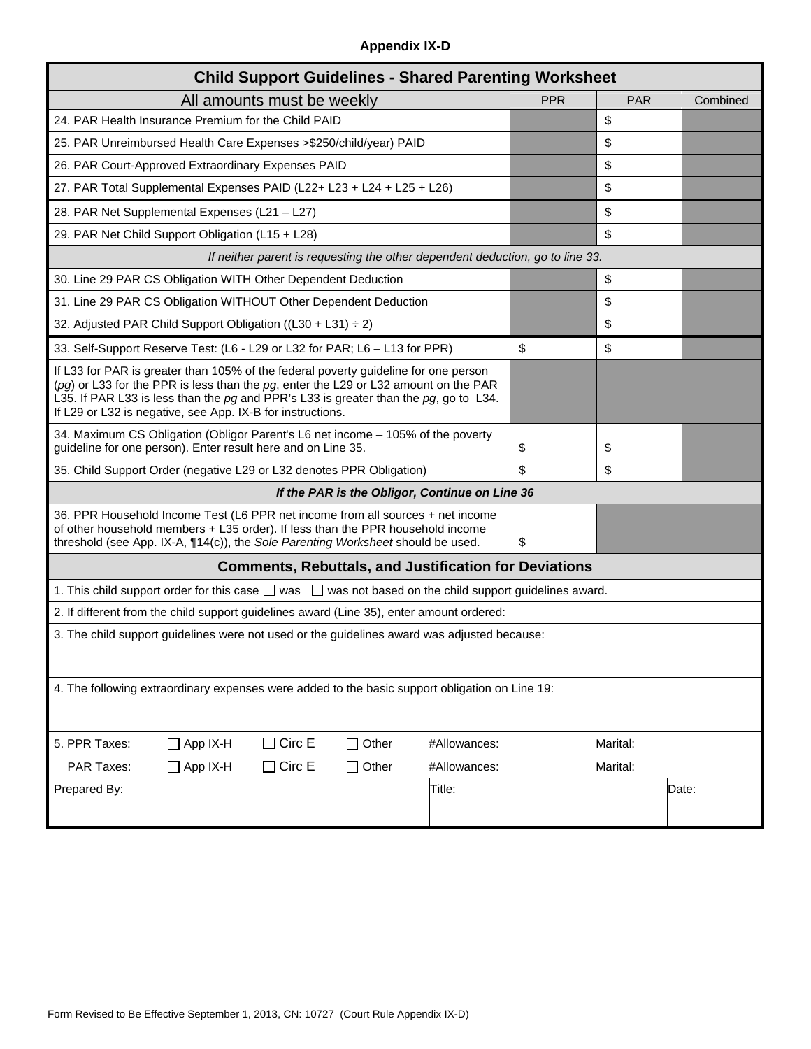**Appendix IX-D**

| Child Support Guidelines - Shared Parenting Worksheet | | | |
|---|---|---|---|
| All amounts must be weekly | PPR | PAR | Combined |
| 24. PAR Health Insurance Premium for the Child PAID | | $ | |
| 25. PAR Unreimbursed Health Care Expenses >$250/child/year) PAID | | $ | |
| 26. PAR Court-Approved Extraordinary Expenses PAID | | $ | |
| 27. PAR Total Supplemental Expenses PAID (L22+ L23 + L24 + L25 + L26) | | $ | |
| 28. PAR Net Supplemental Expenses (L21 – L27) | | $ | |
| 29. PAR Net Child Support Obligation (L15 + L28) | | $ | |
| *If neither parent is requesting the other dependent deduction, go to line 33.* | | | |
| 30. Line 29 PAR CS Obligation WITH Other Dependent Deduction | | $ | |
| 31. Line 29 PAR CS Obligation WITHOUT Other Dependent Deduction | | $ | |
| 32. Adjusted PAR Child Support Obligation ((L30 + L31) ÷ 2) | | $ | |
| 33. Self-Support Reserve Test: (L6 - L29 or L32 for PAR; L6 – L13 for PPR) | $ | $ | |
| If L33 for PAR is greater than 105% of the federal poverty guideline for one person (*pg*) or L33 for the PPR is less than the *pg*, enter the L29 or L32 amount on the PAR L35. If PAR L33 is less than the *pg* and PPR's L33 is greater than the *pg*, go to L34. If L29 or L32 is negative, see App. IX-B for instructions. | | | |
| 34. Maximum CS Obligation (Obligor Parent's L6 net income – 105% of the poverty guideline for one person). Enter result here and on Line 35. | $ | $ | |
| 35. Child Support Order (negative L29 or L32 denotes PPR Obligation) | $ | $ | |
| ***If the PAR is the Obligor, Continue on Line 36*** | | | |
| 36. PPR Household Income Test (L6 PPR net income from all sources + net income of other household members + L35 order). If less than the PPR household income threshold (see App. IX-A, ¶14(c)), the *Sole Parenting Worksheet* should be used. | $ | | |

## Comments, Rebuttals, and Justification for Deviations

1. This child support order for this case ☐ was ☐ was not based on the child support guidelines award.

2. If different from the child support guidelines award (Line 35), enter amount ordered:

3. The child support guidelines were not used or the guidelines award was adjusted because:

4. The following extraordinary expenses were added to the basic support obligation on Line 19:

| | | | | | |
|---|---|---|---|---|---|
| 5. PPR Taxes: | ☐ App IX-H | ☐ Circ E | ☐ Other | #Allowances: | Marital: |
| PAR Taxes: | ☐ App IX-H | ☐ Circ E | ☐ Other | #Allowances: | Marital: |

| | | |
|---|---|---|
| Prepared By: | Title: | Date: |

Form Revised to Be Effective September 1, 2013, CN: 10727 (Court Rule Appendix IX-D)